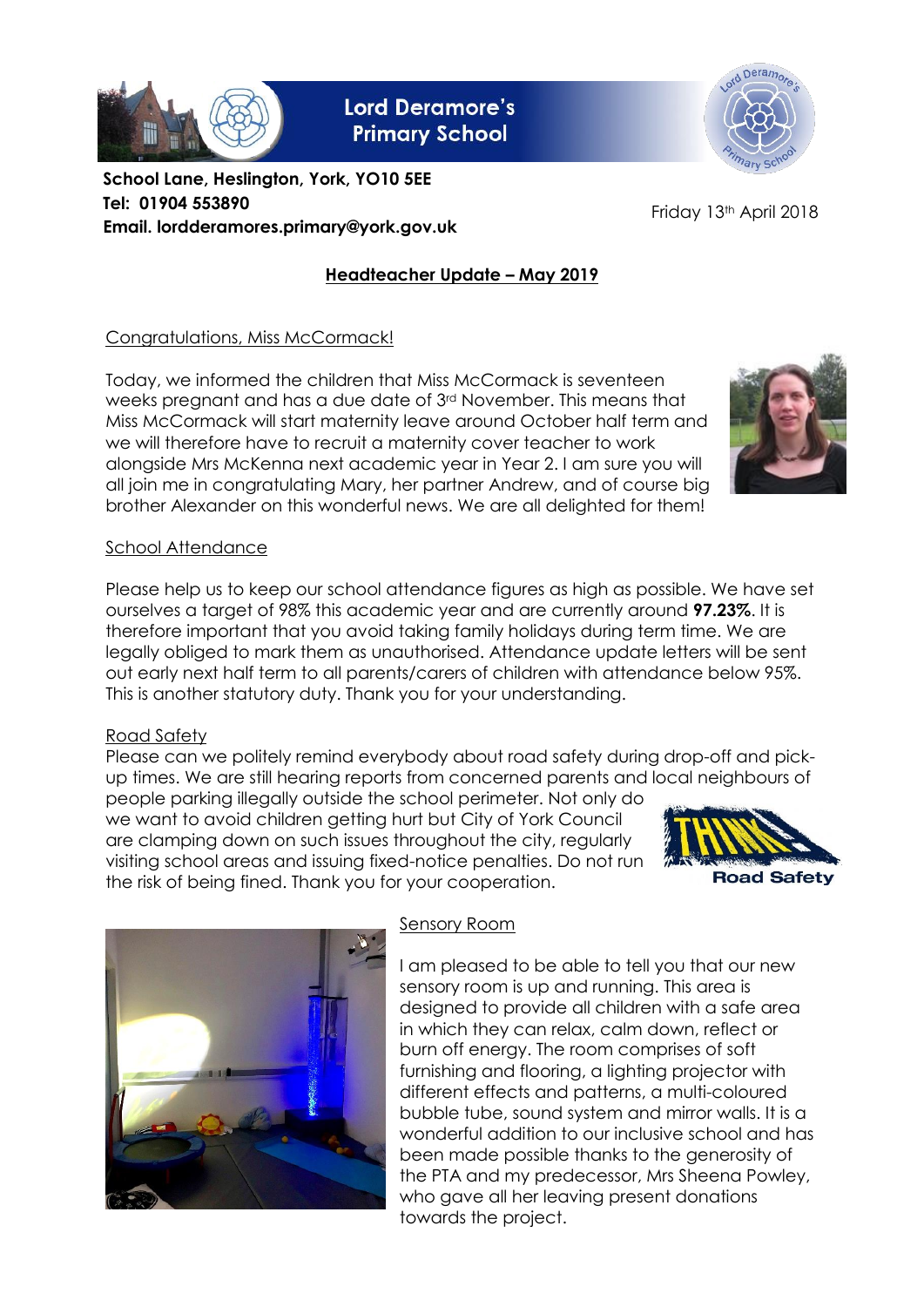**Lord Deramore's Primary School**

**School Lane, Heslington, York, YO10 5EE**
**Tel: 01904 553890**
**Email. lordderamores.primary@york.gov.uk**

Friday 13th April 2018

## Headteacher Update – May 2019

### Congratulations, Miss McCormack!

Today, we informed the children that Miss McCormack is seventeen weeks pregnant and has a due date of 3rd November. This means that Miss McCormack will start maternity leave around October half term and we will therefore have to recruit a maternity cover teacher to work alongside Mrs McKenna next academic year in Year 2. I am sure you will all join me in congratulating Mary, her partner Andrew, and of course big brother Alexander on this wonderful news. We are all delighted for them!

### School Attendance

Please help us to keep our school attendance figures as high as possible. We have set ourselves a target of 98% this academic year and are currently around **97.23%**. It is therefore important that you avoid taking family holidays during term time. We are legally obliged to mark them as unauthorised. Attendance update letters will be sent out early next half term to all parents/carers of children with attendance below 95%. This is another statutory duty. Thank you for your understanding.

### Road Safety

Please can we politely remind everybody about road safety during drop-off and pick-up times. We are still hearing reports from concerned parents and local neighbours of people parking illegally outside the school perimeter. Not only do we want to avoid children getting hurt but City of York Council are clamping down on such issues throughout the city, regularly visiting school areas and issuing fixed-notice penalties. Do not run the risk of being fined. Thank you for your cooperation.

### Sensory Room

I am pleased to be able to tell you that our new sensory room is up and running. This area is designed to provide all children with a safe area in which they can relax, calm down, reflect or burn off energy. The room comprises of soft furnishing and flooring, a lighting projector with different effects and patterns, a multi-coloured bubble tube, sound system and mirror walls. It is a wonderful addition to our inclusive school and has been made possible thanks to the generosity of the PTA and my predecessor, Mrs Sheena Powley, who gave all her leaving present donations towards the project.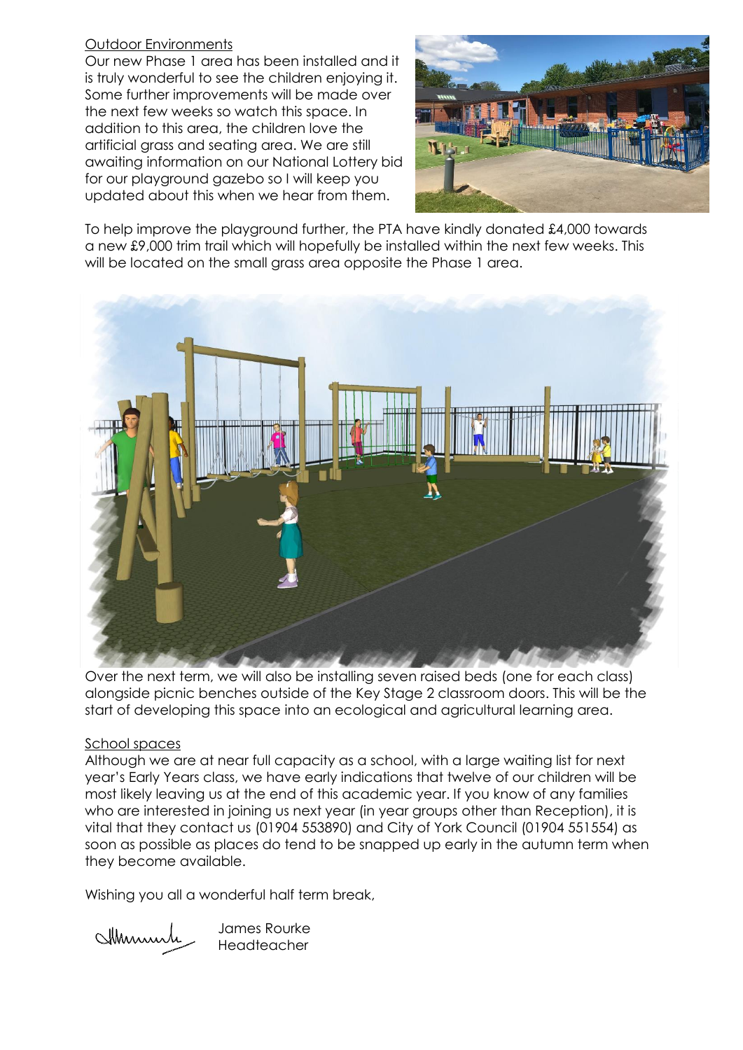Outdoor Environments

Our new Phase 1 area has been installed and it is truly wonderful to see the children enjoying it. Some further improvements will be made over the next few weeks so watch this space. In addition to this area, the children love the artificial grass and seating area. We are still awaiting information on our National Lottery bid for our playground gazebo so I will keep you updated about this when we hear from them.

To help improve the playground further, the PTA have kindly donated £4,000 towards a new £9,000 trim trail which will hopefully be installed within the next few weeks. This will be located on the small grass area opposite the Phase 1 area.

Over the next term, we will also be installing seven raised beds (one for each class) alongside picnic benches outside of the Key Stage 2 classroom doors. This will be the start of developing this space into an ecological and agricultural learning area.

School spaces

Although we are at near full capacity as a school, with a large waiting list for next year's Early Years class, we have early indications that twelve of our children will be most likely leaving us at the end of this academic year. If you know of any families who are interested in joining us next year (in year groups other than Reception), it is vital that they contact us (01904 553890) and City of York Council (01904 551554) as soon as possible as places do tend to be snapped up early in the autumn term when they become available.

Wishing you all a wonderful half term break,

James Rourke
Headteacher